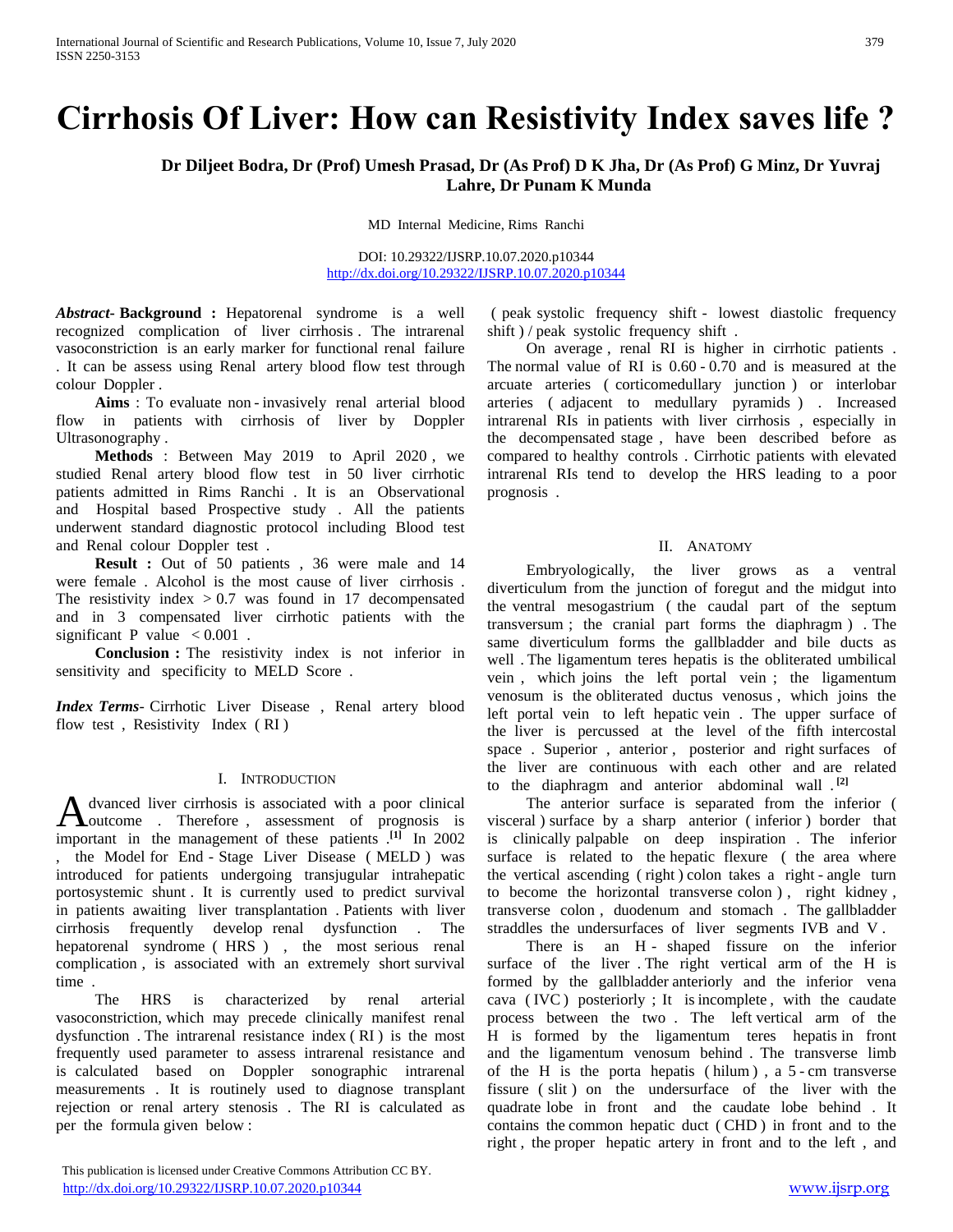# Cirrhosis Of Liver: How can Resistivity Index saves life ?

**Dr Diljeet Bodra, Dr (Prof) Umesh Prasad, Dr (As Prof) D K Jha, Dr (As Prof) G Minz, Dr Yuvraj Lahre, Dr Punam K Munda**

MD Internal Medicine, Rims Ranchi

DOI: 10.29322/IJSRP.10.07.2020.p10344
http://dx.doi.org/10.29322/IJSRP.10.07.2020.p10344

***Abstract***- **Background :** Hepatorenal syndrome is a well recognized complication of liver cirrhosis . The intrarenal vasoconstriction is an early marker for functional renal failure . It can be assess using Renal artery blood flow test through colour Doppler .

**Aims** : To evaluate non - invasively renal arterial blood flow in patients with cirrhosis of liver by Doppler Ultrasonography .

**Methods** : Between May 2019 to April 2020 , we studied Renal artery blood flow test in 50 liver cirrhotic patients admitted in Rims Ranchi . It is an Observational and Hospital based Prospective study . All the patients underwent standard diagnostic protocol including Blood test and Renal colour Doppler test .

**Result :** Out of 50 patients , 36 were male and 14 were female . Alcohol is the most cause of liver cirrhosis . The resistivity index $> 0.7$ was found in 17 decompensated and in 3 compensated liver cirrhotic patients with the significant P value $< 0.001$ .

**Conclusion :** The resistivity index is not inferior in sensitivity and specificity to MELD Score .

***Index Terms***- Cirrhotic Liver Disease , Renal artery blood flow test , Resistivity Index ( RI )

## I. Introduction

Advanced liver cirrhosis is associated with a poor clinical outcome . Therefore , assessment of prognosis is important in the management of these patients .[1] In 2002 , the Model for End - Stage Liver Disease ( MELD ) was introduced for patients undergoing transjugular intrahepatic portosystemic shunt . It is currently used to predict survival in patients awaiting liver transplantation . Patients with liver cirrhosis frequently develop renal dysfunction . The hepatorenal syndrome ( HRS ) , the most serious renal complication , is associated with an extremely short survival time .

The HRS is characterized by renal arterial vasoconstriction, which may precede clinically manifest renal dysfunction . The intrarenal resistance index ( RI ) is the most frequently used parameter to assess intrarenal resistance and is calculated based on Doppler sonographic intrarenal measurements . It is routinely used to diagnose transplant rejection or renal artery stenosis . The RI is calculated as per the formula given below :

( peak systolic frequency shift - lowest diastolic frequency shift ) / peak systolic frequency shift .

On average , renal RI is higher in cirrhotic patients . The normal value of RI is 0.60 - 0.70 and is measured at the arcuate arteries ( corticomedullary junction ) or interlobar arteries ( adjacent to medullary pyramids ) . Increased intrarenal RIs in patients with liver cirrhosis , especially in the decompensated stage , have been described before as compared to healthy controls . Cirrhotic patients with elevated intrarenal RIs tend to develop the HRS leading to a poor prognosis .

## II. Anatomy

Embryologically, the liver grows as a ventral diverticulum from the junction of foregut and the midgut into the ventral mesogastrium ( the caudal part of the septum transversum ; the cranial part forms the diaphragm ) . The same diverticulum forms the gallbladder and bile ducts as well . The ligamentum teres hepatis is the obliterated umbilical vein , which joins the left portal vein ; the ligamentum venosum is the obliterated ductus venosus , which joins the left portal vein to left hepatic vein . The upper surface of the liver is percussed at the level of the fifth intercostal space . Superior , anterior , posterior and right surfaces of the liver are continuous with each other and are related to the diaphragm and anterior abdominal wall .[2]

The anterior surface is separated from the inferior ( visceral ) surface by a sharp anterior ( inferior ) border that is clinically palpable on deep inspiration . The inferior surface is related to the hepatic flexure ( the area where the vertical ascending ( right ) colon takes a right - angle turn to become the horizontal transverse colon ) , right kidney , transverse colon , duodenum and stomach . The gallbladder straddles the undersurfaces of liver segments IVB and V .

There is an H - shaped fissure on the inferior surface of the liver . The right vertical arm of the H is formed by the gallbladder anteriorly and the inferior vena cava ( IVC ) posteriorly ; It is incomplete , with the caudate process between the two . The left vertical arm of the H is formed by the ligamentum teres hepatis in front and the ligamentum venosum behind . The transverse limb of the H is the porta hepatis ( hilum ) , a 5 - cm transverse fissure ( slit ) on the undersurface of the liver with the quadrate lobe in front and the caudate lobe behind . It contains the common hepatic duct ( CHD ) in front and to the right , the proper hepatic artery in front and to the left , and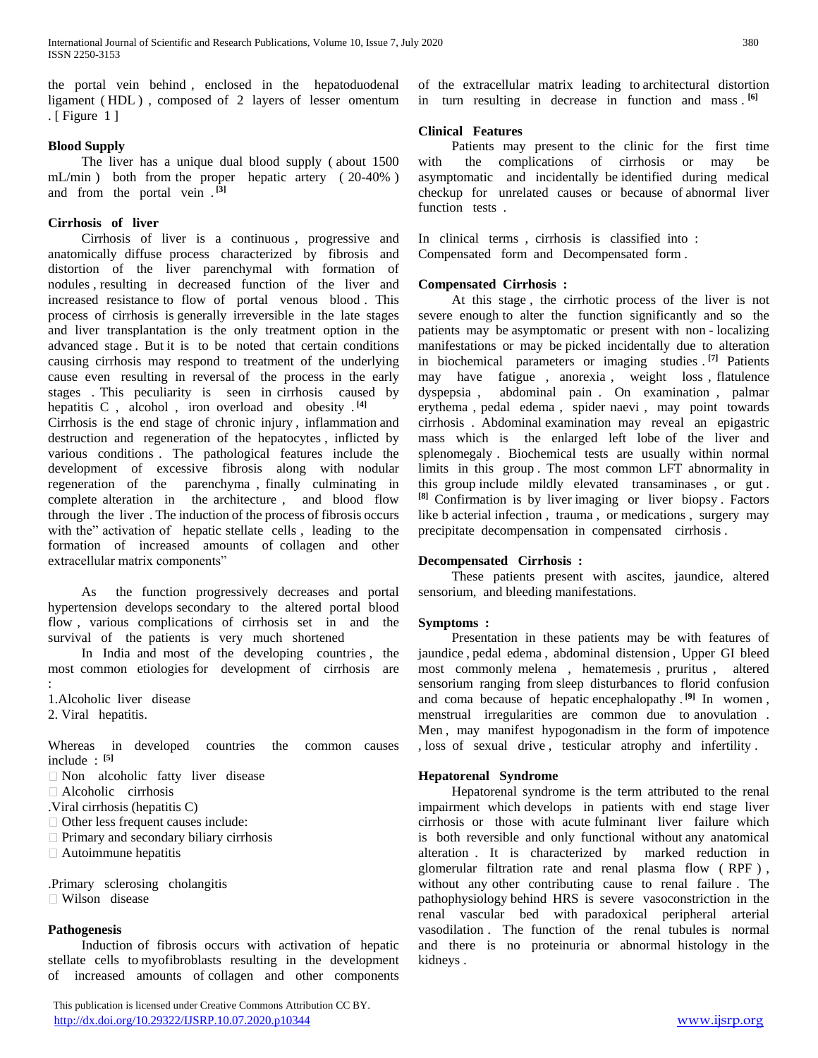the portal vein behind , enclosed in the hepatoduodenal ligament ( HDL ) , composed of 2 layers of lesser omentum . [ Figure 1 ]

### Blood Supply

The liver has a unique dual blood supply ( about 1500 mL/min ) both from the proper hepatic artery ( 20-40% ) and from the portal vein . [3]

### Cirrhosis of liver

Cirrhosis of liver is a continuous , progressive and anatomically diffuse process characterized by fibrosis and distortion of the liver parenchymal with formation of nodules , resulting in decreased function of the liver and increased resistance to flow of portal venous blood . This process of cirrhosis is generally irreversible in the late stages and liver transplantation is the only treatment option in the advanced stage . But it is to be noted that certain conditions causing cirrhosis may respond to treatment of the underlying cause even resulting in reversal of the process in the early stages . This peculiarity is seen in cirrhosis caused by hepatitis C , alcohol , iron overload and obesity . [4]

Cirrhosis is the end stage of chronic injury , inflammation and destruction and regeneration of the hepatocytes , inflicted by various conditions . The pathological features include the development of excessive fibrosis along with nodular regeneration of the parenchyma , finally culminating in complete alteration in the architecture , and blood flow through the liver . The induction of the process of fibrosis occurs with the" activation of hepatic stellate cells , leading to the formation of increased amounts of collagen and other extracellular matrix components"

As the function progressively decreases and portal hypertension develops secondary to the altered portal blood flow , various complications of cirrhosis set in and the survival of the patients is very much shortened

In India and most of the developing countries , the most common etiologies for development of cirrhosis are :

1. Alcoholic liver disease
2. Viral hepatitis.

Whereas in developed countries the common causes include : [5]

- Non alcoholic fatty liver disease
- Alcoholic cirrhosis

.Viral cirrhosis (hepatitis C)

- Other less frequent causes include:
- Primary and secondary biliary cirrhosis
- Autoimmune hepatitis

.Primary sclerosing cholangitis

- Wilson disease

### Pathogenesis

Induction of fibrosis occurs with activation of hepatic stellate cells to myofibroblasts resulting in the development of increased amounts of collagen and other components of the extracellular matrix leading to architectural distortion in turn resulting in decrease in function and mass . [6]

### Clinical Features

Patients may present to the clinic for the first time with the complications of cirrhosis or may be asymptomatic and incidentally be identified during medical checkup for unrelated causes or because of abnormal liver function tests .

In clinical terms , cirrhosis is classified into : Compensated form and Decompensated form .

### Compensated Cirrhosis :

At this stage , the cirrhotic process of the liver is not severe enough to alter the function significantly and so the patients may be asymptomatic or present with non - localizing manifestations or may be picked incidentally due to alteration in biochemical parameters or imaging studies . [7] Patients may have fatigue , anorexia , weight loss , flatulence dyspepsia , abdominal pain . On examination , palmar erythema , pedal edema , spider naevi , may point towards cirrhosis . Abdominal examination may reveal an epigastric mass which is the enlarged left lobe of the liver and splenomegaly . Biochemical tests are usually within normal limits in this group . The most common LFT abnormality in this group include mildly elevated transaminases , or gut . [8] Confirmation is by liver imaging or liver biopsy . Factors like b acterial infection , trauma , or medications , surgery may precipitate decompensation in compensated cirrhosis .

### Decompensated Cirrhosis :

These patients present with ascites, jaundice, altered sensorium, and bleeding manifestations.

### Symptoms :

Presentation in these patients may be with features of jaundice , pedal edema , abdominal distension , Upper GI bleed most commonly melena , hematemesis , pruritus , altered sensorium ranging from sleep disturbances to florid confusion and coma because of hepatic encephalopathy . [9] In women , menstrual irregularities are common due to anovulation . Men , may manifest hypogonadism in the form of impotence , loss of sexual drive , testicular atrophy and infertility .

### Hepatorenal Syndrome

Hepatorenal syndrome is the term attributed to the renal impairment which develops in patients with end stage liver cirrhosis or those with acute fulminant liver failure which is both reversible and only functional without any anatomical alteration . It is characterized by marked reduction in glomerular filtration rate and renal plasma flow ( RPF ) , without any other contributing cause to renal failure . The pathophysiology behind HRS is severe vasoconstriction in the renal vascular bed with paradoxical peripheral arterial vasodilation . The function of the renal tubules is normal and there is no proteinuria or abnormal histology in the kidneys .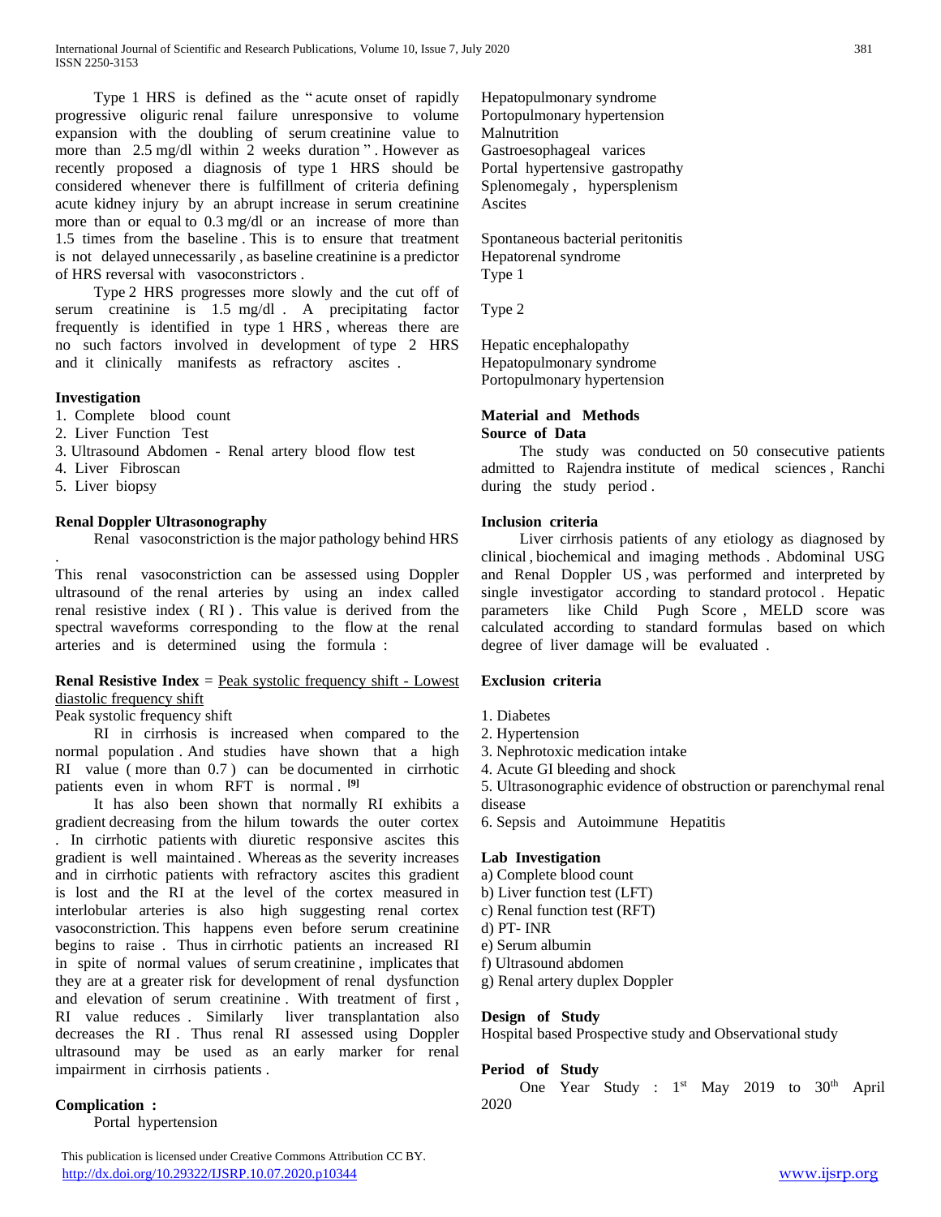Type 1 HRS is defined as the " acute onset of rapidly progressive oliguric renal failure unresponsive to volume expansion with the doubling of serum creatinine value to more than 2.5 mg/dl within 2 weeks duration " . However as recently proposed a diagnosis of type 1 HRS should be considered whenever there is fulfillment of criteria defining acute kidney injury by an abrupt increase in serum creatinine more than or equal to 0.3 mg/dl or an increase of more than 1.5 times from the baseline . This is to ensure that treatment is not delayed unnecessarily , as baseline creatinine is a predictor of HRS reversal with vasoconstrictors .

Type 2 HRS progresses more slowly and the cut off of serum creatinine is 1.5 mg/dl . A precipitating factor frequently is identified in type 1 HRS , whereas there are no such factors involved in development of type 2 HRS and it clinically manifests as refractory ascites .

**Investigation**

1. Complete blood count
2. Liver Function Test
3. Ultrasound Abdomen - Renal artery blood flow test
4. Liver Fibroscan
5. Liver biopsy

**Renal Doppler Ultrasonography**

Renal vasoconstriction is the major pathology behind HRS .

This renal vasoconstriction can be assessed using Doppler ultrasound of the renal arteries by using an index called renal resistive index ( RI ) . This value is derived from the spectral waveforms corresponding to the flow at the renal arteries and is determined using the formula :

$$\textbf{Renal Resistive Index} = \frac{\text{Peak systolic frequency shift - Lowest diastolic frequency shift}}{\text{Peak systolic frequency shift}}$$

RI in cirrhosis is increased when compared to the normal population . And studies have shown that a high RI value ( more than 0.7 ) can be documented in cirrhotic patients even in whom RFT is normal . [9]

It has also been shown that normally RI exhibits a gradient decreasing from the hilum towards the outer cortex . In cirrhotic patients with diuretic responsive ascites this gradient is well maintained . Whereas as the severity increases and in cirrhotic patients with refractory ascites this gradient is lost and the RI at the level of the cortex measured in interlobular arteries is also high suggesting renal cortex vasoconstriction. This happens even before serum creatinine begins to raise . Thus in cirrhotic patients an increased RI in spite of normal values of serum creatinine , implicates that they are at a greater risk for development of renal dysfunction and elevation of serum creatinine . With treatment of first , RI value reduces . Similarly liver transplantation also decreases the RI . Thus renal RI assessed using Doppler ultrasound may be used as an early marker for renal impairment in cirrhosis patients .

**Complication :**

Portal hypertension
Hepatopulmonary syndrome
Portopulmonary hypertension
Malnutrition
Gastroesophageal varices
Portal hypertensive gastropathy
Splenomegaly , hypersplenism
Ascites

Spontaneous bacterial peritonitis
Hepatorenal syndrome
Type 1

Type 2

Hepatic encephalopathy
Hepatopulmonary syndrome
Portopulmonary hypertension

**Material and Methods**

**Source of Data**

The study was conducted on 50 consecutive patients admitted to Rajendra institute of medical sciences , Ranchi during the study period .

**Inclusion criteria**

Liver cirrhosis patients of any etiology as diagnosed by clinical , biochemical and imaging methods . Abdominal USG and Renal Doppler US , was performed and interpreted by single investigator according to standard protocol . Hepatic parameters like Child Pugh Score , MELD score was calculated according to standard formulas based on which degree of liver damage will be evaluated .

**Exclusion criteria**

1. Diabetes
2. Hypertension
3. Nephrotoxic medication intake
4. Acute GI bleeding and shock
5. Ultrasonographic evidence of obstruction or parenchymal renal disease
6. Sepsis and Autoimmune Hepatitis

**Lab Investigation**

a) Complete blood count
b) Liver function test (LFT)
c) Renal function test (RFT)
d) PT- INR
e) Serum albumin
f) Ultrasound abdomen
g) Renal artery duplex Doppler

**Design of Study**

Hospital based Prospective study and Observational study

**Period of Study**

One Year Study : 1st May 2019 to 30th April 2020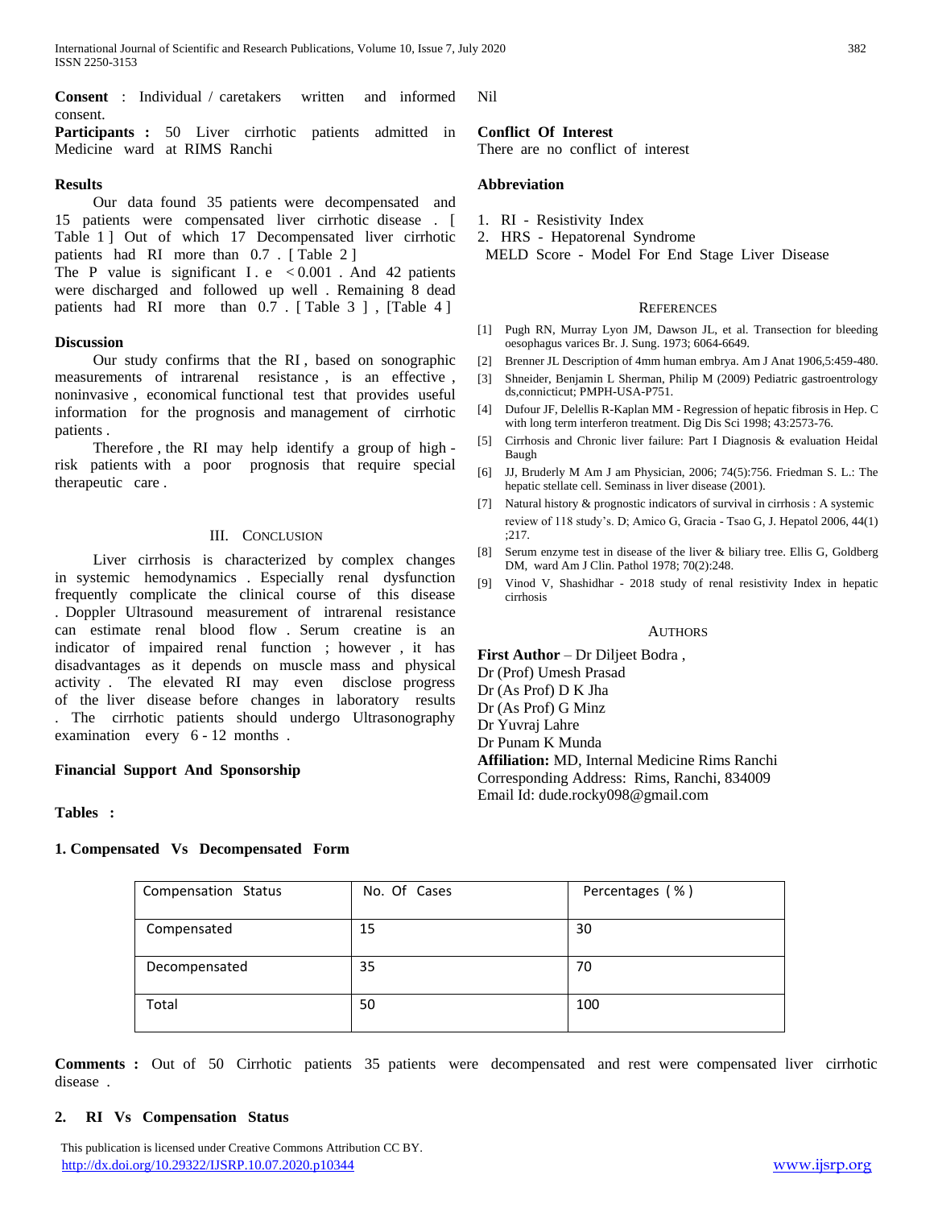**Consent** : Individual / caretakers written and informed consent.

**Participants :** 50 Liver cirrhotic patients admitted in Medicine ward at RIMS Ranchi

**Results**

Our data found 35 patients were decompensated and 15 patients were compensated liver cirrhotic disease . [ Table 1 ] Out of which 17 Decompensated liver cirrhotic patients had RI more than 0.7 . [ Table 2 ]

The P value is significant I . e < 0.001 . And 42 patients were discharged and followed up well . Remaining 8 dead patients had RI more than 0.7 . [ Table 3 ] , [Table 4 ]

**Discussion**

Our study confirms that the RI , based on sonographic measurements of intrarenal resistance , is an effective , noninvasive , economical functional test that provides useful information for the prognosis and management of cirrhotic patients .

Therefore , the RI may help identify a group of high - risk patients with a poor prognosis that require special therapeutic care .

## III. Conclusion

Liver cirrhosis is characterized by complex changes in systemic hemodynamics . Especially renal dysfunction frequently complicate the clinical course of this disease . Doppler Ultrasound measurement of intrarenal resistance can estimate renal blood flow . Serum creatine is an indicator of impaired renal function ; however , it has disadvantages as it depends on muscle mass and physical activity . The elevated RI may even disclose progress of the liver disease before changes in laboratory results . The cirrhotic patients should undergo Ultrasonography examination every 6 - 12 months .

**Financial Support And Sponsorship**

Nil

**Conflict Of Interest**

There are no conflict of interest

**Abbreviation**

1. RI - Resistivity Index
2. HRS - Hepatorenal Syndrome

MELD Score - Model For End Stage Liver Disease

## References

[1] Pugh RN, Murray Lyon JM, Dawson JL, et al. Transection for bleeding oesophagus varices Br. J. Sung. 1973; 6064-6649.

[2] Brenner JL Description of 4mm human embrya. Am J Anat 1906,5:459-480.

[3] Shneider, Benjamin L Sherman, Philip M (2009) Pediatric gastroentrology ds,connicticut; PMPH-USA-P751.

[4] Dufour JF, Delellis R-Kaplan MM - Regression of hepatic fibrosis in Hep. C with long term interferon treatment. Dig Dis Sci 1998; 43:2573-76.

[5] Cirrhosis and Chronic liver failure: Part I Diagnosis & evaluation Heidal Baugh

[6] JJ, Bruderly M Am J am Physician, 2006; 74(5):756. Friedman S. L.: The hepatic stellate cell. Seminass in liver disease (2001).

[7] Natural history & prognostic indicators of survival in cirrhosis : A systemic review of 118 study's. D; Amico G, Gracia - Tsao G, J. Hepatol 2006, 44(1) ;217.

[8] Serum enzyme test in disease of the liver & biliary tree. Ellis G, Goldberg DM, ward Am J Clin. Pathol 1978; 70(2):248.

[9] Vinod V, Shashidhar - 2018 study of renal resistivity Index in hepatic cirrhosis

## Authors

**First Author** – Dr Diljeet Bodra ,
Dr (Prof) Umesh Prasad
Dr (As Prof) D K Jha
Dr (As Prof) G Minz
Dr Yuvraj Lahre
Dr Punam K Munda
**Affiliation:** MD, Internal Medicine Rims Ranchi
Corresponding Address: Rims, Ranchi, 834009
Email Id: dude.rocky098@gmail.com

**Tables :**

**1. Compensated Vs Decompensated Form**

| Compensation Status | No. Of Cases | Percentages ( % ) |
|---|---|---|
| Compensated | 15 | 30 |
| Decompensated | 35 | 70 |
| Total | 50 | 100 |

**Comments :** Out of 50 Cirrhotic patients 35 patients were decompensated and rest were compensated liver cirrhotic disease .

**2. RI Vs Compensation Status**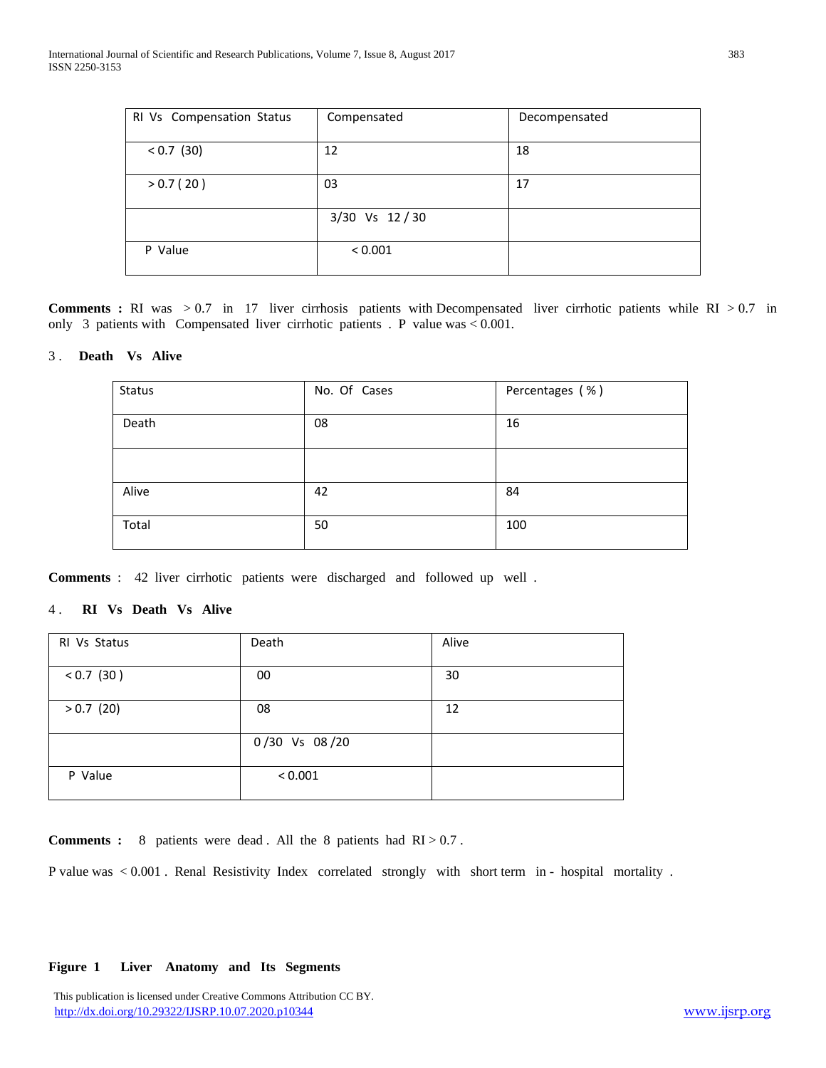| RI Vs Compensation Status | Compensated | Decompensated |
|---|---|---|
| < 0.7 (30) | 12 | 18 |
| > 0.7 ( 20 ) | 03 | 17 |
| | 3/30 Vs 12 / 30 | |
| P Value | < 0.001 | |

**Comments :** RI was > 0.7 in 17 liver cirrhosis patients with Decompensated liver cirrhotic patients while RI > 0.7 in only 3 patients with Compensated liver cirrhotic patients . P value was < 0.001.

### 3 . Death Vs Alive

| Status | No. Of Cases | Percentages ( % ) |
|---|---|---|
| Death | 08 | 16 |
| | | |
| Alive | 42 | 84 |
| Total | 50 | 100 |

**Comments** : 42 liver cirrhotic patients were discharged and followed up well .

### 4 . RI Vs Death Vs Alive

| RI Vs Status | Death | Alive |
|---|---|---|
| < 0.7 (30 ) | 00 | 30 |
| > 0.7 (20) | 08 | 12 |
| | 0 /30 Vs 08 /20 | |
| P Value | < 0.001 | |

**Comments :** 8 patients were dead . All the 8 patients had RI > 0.7 .

P value was < 0.001 . Renal Resistivity Index correlated strongly with short term in - hospital mortality .

**Figure 1 Liver Anatomy and Its Segments**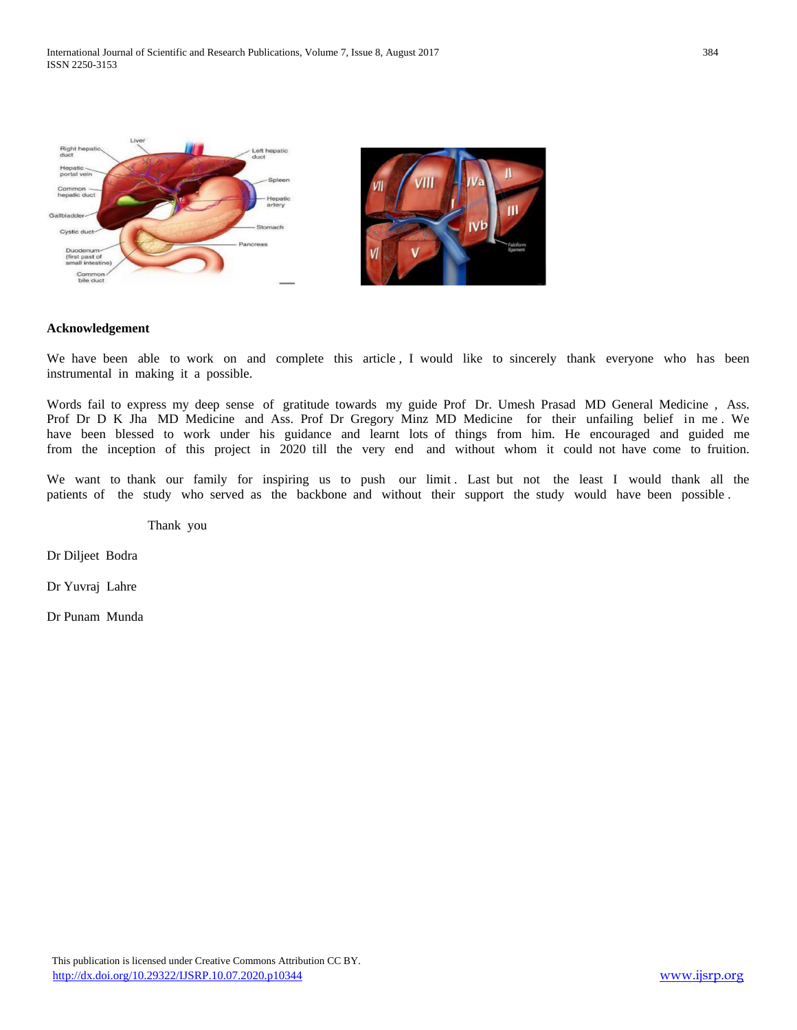## Acknowledgement

We have been able to work on and complete this article , I would like to sincerely thank everyone who has been instrumental in making it a possible.

Words fail to express my deep sense of gratitude towards my guide Prof Dr. Umesh Prasad MD General Medicine , Ass. Prof Dr D K Jha MD Medicine and Ass. Prof Dr Gregory Minz MD Medicine for their unfailing belief in me . We have been blessed to work under his guidance and learnt lots of things from him. He encouraged and guided me from the inception of this project in 2020 till the very end and without whom it could not have come to fruition.

We want to thank our family for inspiring us to push our limit . Last but not the least I would thank all the patients of the study who served as the backbone and without their support the study would have been possible .

Thank you

Dr Diljeet Bodra

Dr Yuvraj Lahre

Dr Punam Munda